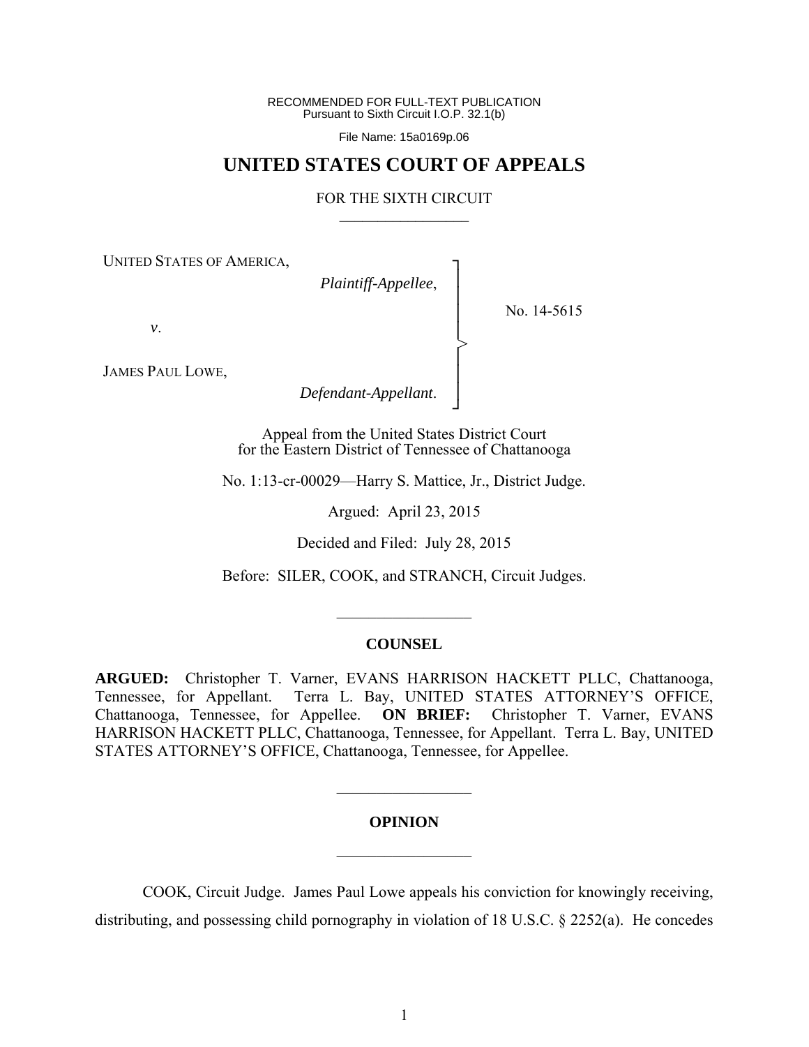RECOMMENDED FOR FULL-TEXT PUBLICATION
Pursuant to Sixth Circuit I.O.P. 32.1(b)

File Name: 15a0169p.06

# UNITED STATES COURT OF APPEALS

FOR THE SIXTH CIRCUIT

---

UNITED STATES OF AMERICA,
*Plaintiff-Appellee*,

*v*.

JAMES PAUL LOWE,
*Defendant-Appellant*.

No. 14-5615

Appeal from the United States District Court
for the Eastern District of Tennessee of Chattanooga

No. 1:13-cr-00029—Harry S. Mattice, Jr., District Judge.

Argued: April 23, 2015

Decided and Filed: July 28, 2015

Before: SILER, COOK, and STRANCH, Circuit Judges.

---

## COUNSEL

**ARGUED:** Christopher T. Varner, EVANS HARRISON HACKETT PLLC, Chattanooga, Tennessee, for Appellant. Terra L. Bay, UNITED STATES ATTORNEY'S OFFICE, Chattanooga, Tennessee, for Appellee. **ON BRIEF:** Christopher T. Varner, EVANS HARRISON HACKETT PLLC, Chattanooga, Tennessee, for Appellant. Terra L. Bay, UNITED STATES ATTORNEY'S OFFICE, Chattanooga, Tennessee, for Appellee.

---

## OPINION

---

COOK, Circuit Judge. James Paul Lowe appeals his conviction for knowingly receiving, distributing, and possessing child pornography in violation of 18 U.S.C. § 2252(a). He concedes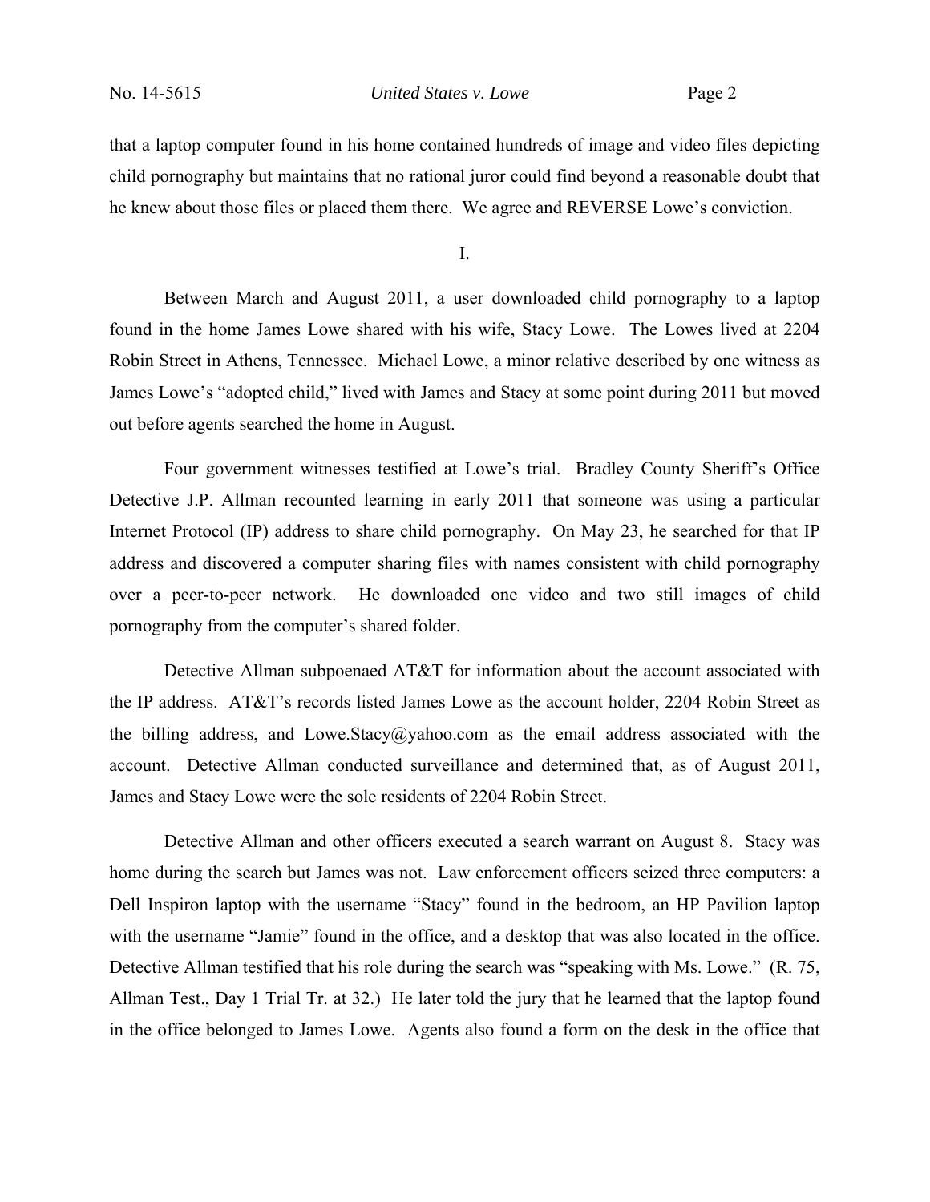that a laptop computer found in his home contained hundreds of image and video files depicting child pornography but maintains that no rational juror could find beyond a reasonable doubt that he knew about those files or placed them there. We agree and REVERSE Lowe's conviction.

## I.

Between March and August 2011, a user downloaded child pornography to a laptop found in the home James Lowe shared with his wife, Stacy Lowe. The Lowes lived at 2204 Robin Street in Athens, Tennessee. Michael Lowe, a minor relative described by one witness as James Lowe's "adopted child," lived with James and Stacy at some point during 2011 but moved out before agents searched the home in August.

Four government witnesses testified at Lowe's trial. Bradley County Sheriff's Office Detective J.P. Allman recounted learning in early 2011 that someone was using a particular Internet Protocol (IP) address to share child pornography. On May 23, he searched for that IP address and discovered a computer sharing files with names consistent with child pornography over a peer-to-peer network. He downloaded one video and two still images of child pornography from the computer's shared folder.

Detective Allman subpoenaed AT&T for information about the account associated with the IP address. AT&T's records listed James Lowe as the account holder, 2204 Robin Street as the billing address, and Lowe.Stacy@yahoo.com as the email address associated with the account. Detective Allman conducted surveillance and determined that, as of August 2011, James and Stacy Lowe were the sole residents of 2204 Robin Street.

Detective Allman and other officers executed a search warrant on August 8. Stacy was home during the search but James was not. Law enforcement officers seized three computers: a Dell Inspiron laptop with the username "Stacy" found in the bedroom, an HP Pavilion laptop with the username "Jamie" found in the office, and a desktop that was also located in the office. Detective Allman testified that his role during the search was "speaking with Ms. Lowe." (R. 75, Allman Test., Day 1 Trial Tr. at 32.) He later told the jury that he learned that the laptop found in the office belonged to James Lowe. Agents also found a form on the desk in the office that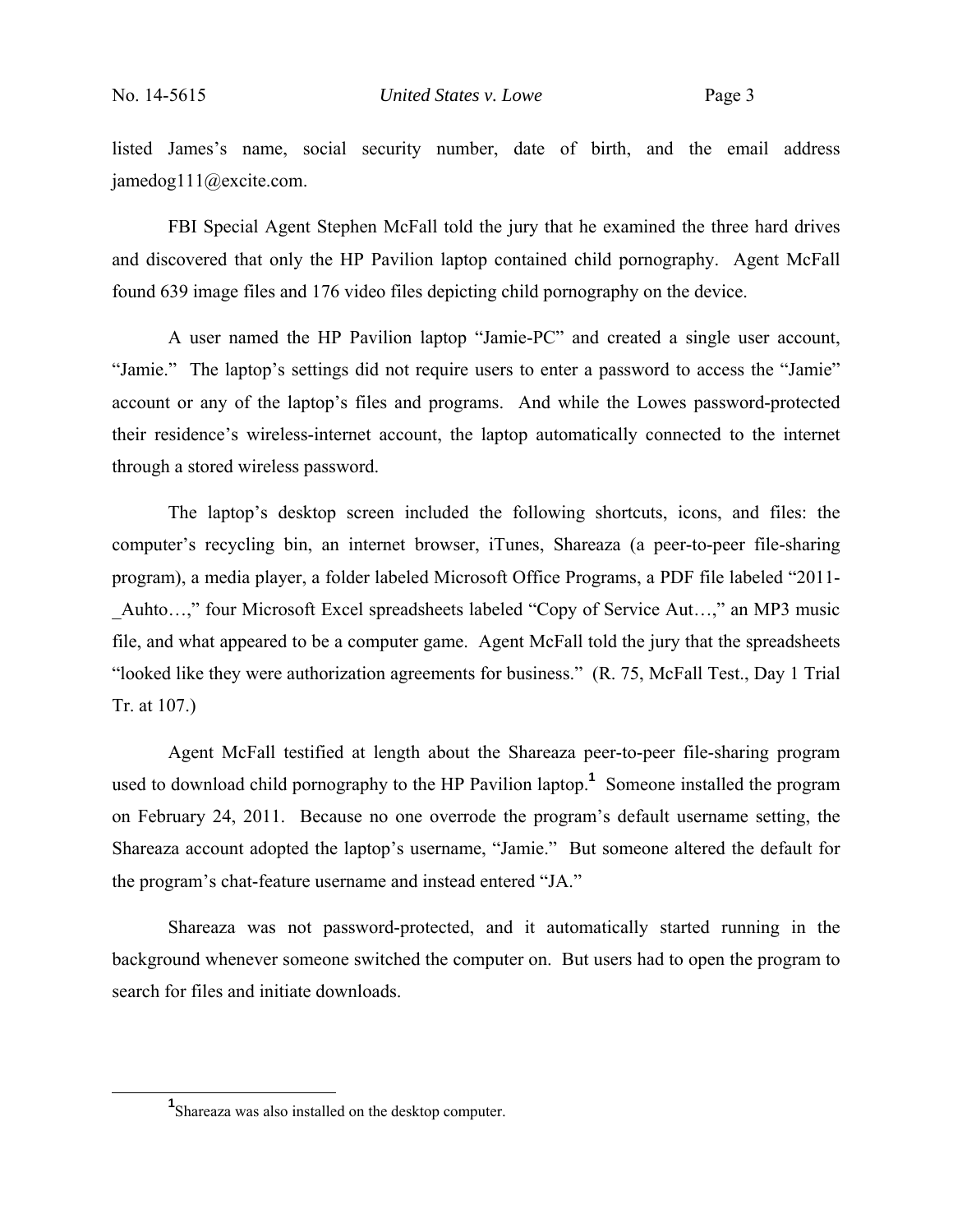listed James's name, social security number, date of birth, and the email address jamedog111@excite.com.

FBI Special Agent Stephen McFall told the jury that he examined the three hard drives and discovered that only the HP Pavilion laptop contained child pornography. Agent McFall found 639 image files and 176 video files depicting child pornography on the device.

A user named the HP Pavilion laptop "Jamie-PC" and created a single user account, "Jamie." The laptop's settings did not require users to enter a password to access the "Jamie" account or any of the laptop's files and programs. And while the Lowes password-protected their residence's wireless-internet account, the laptop automatically connected to the internet through a stored wireless password.

The laptop's desktop screen included the following shortcuts, icons, and files: the computer's recycling bin, an internet browser, iTunes, Shareaza (a peer-to-peer file-sharing program), a media player, a folder labeled Microsoft Office Programs, a PDF file labeled "2011-_Auhto…," four Microsoft Excel spreadsheets labeled "Copy of Service Aut…," an MP3 music file, and what appeared to be a computer game. Agent McFall told the jury that the spreadsheets "looked like they were authorization agreements for business." (R. 75, McFall Test., Day 1 Trial Tr. at 107.)

Agent McFall testified at length about the Shareaza peer-to-peer file-sharing program used to download child pornography to the HP Pavilion laptop.[1] Someone installed the program on February 24, 2011. Because no one overrode the program's default username setting, the Shareaza account adopted the laptop's username, "Jamie." But someone altered the default for the program's chat-feature username and instead entered "JA."

Shareaza was not password-protected, and it automatically started running in the background whenever someone switched the computer on. But users had to open the program to search for files and initiate downloads.

[1] Shareaza was also installed on the desktop computer.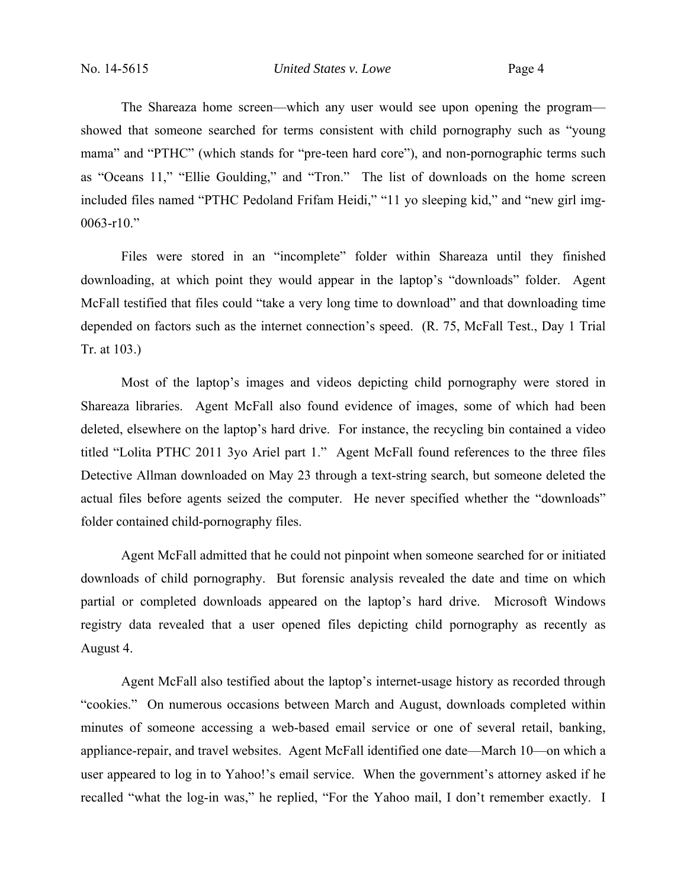The Shareaza home screen—which any user would see upon opening the program—showed that someone searched for terms consistent with child pornography such as "young mama" and "PTHC" (which stands for "pre-teen hard core"), and non-pornographic terms such as "Oceans 11," "Ellie Goulding," and "Tron." The list of downloads on the home screen included files named "PTHC Pedoland Frifam Heidi," "11 yo sleeping kid," and "new girl img-0063-r10."

Files were stored in an "incomplete" folder within Shareaza until they finished downloading, at which point they would appear in the laptop's "downloads" folder. Agent McFall testified that files could "take a very long time to download" and that downloading time depended on factors such as the internet connection's speed. (R. 75, McFall Test., Day 1 Trial Tr. at 103.)

Most of the laptop's images and videos depicting child pornography were stored in Shareaza libraries. Agent McFall also found evidence of images, some of which had been deleted, elsewhere on the laptop's hard drive. For instance, the recycling bin contained a video titled "Lolita PTHC 2011 3yo Ariel part 1." Agent McFall found references to the three files Detective Allman downloaded on May 23 through a text-string search, but someone deleted the actual files before agents seized the computer. He never specified whether the "downloads" folder contained child-pornography files.

Agent McFall admitted that he could not pinpoint when someone searched for or initiated downloads of child pornography. But forensic analysis revealed the date and time on which partial or completed downloads appeared on the laptop's hard drive. Microsoft Windows registry data revealed that a user opened files depicting child pornography as recently as August 4.

Agent McFall also testified about the laptop's internet-usage history as recorded through "cookies." On numerous occasions between March and August, downloads completed within minutes of someone accessing a web-based email service or one of several retail, banking, appliance-repair, and travel websites. Agent McFall identified one date—March 10—on which a user appeared to log in to Yahoo!'s email service. When the government's attorney asked if he recalled "what the log-in was," he replied, "For the Yahoo mail, I don't remember exactly. I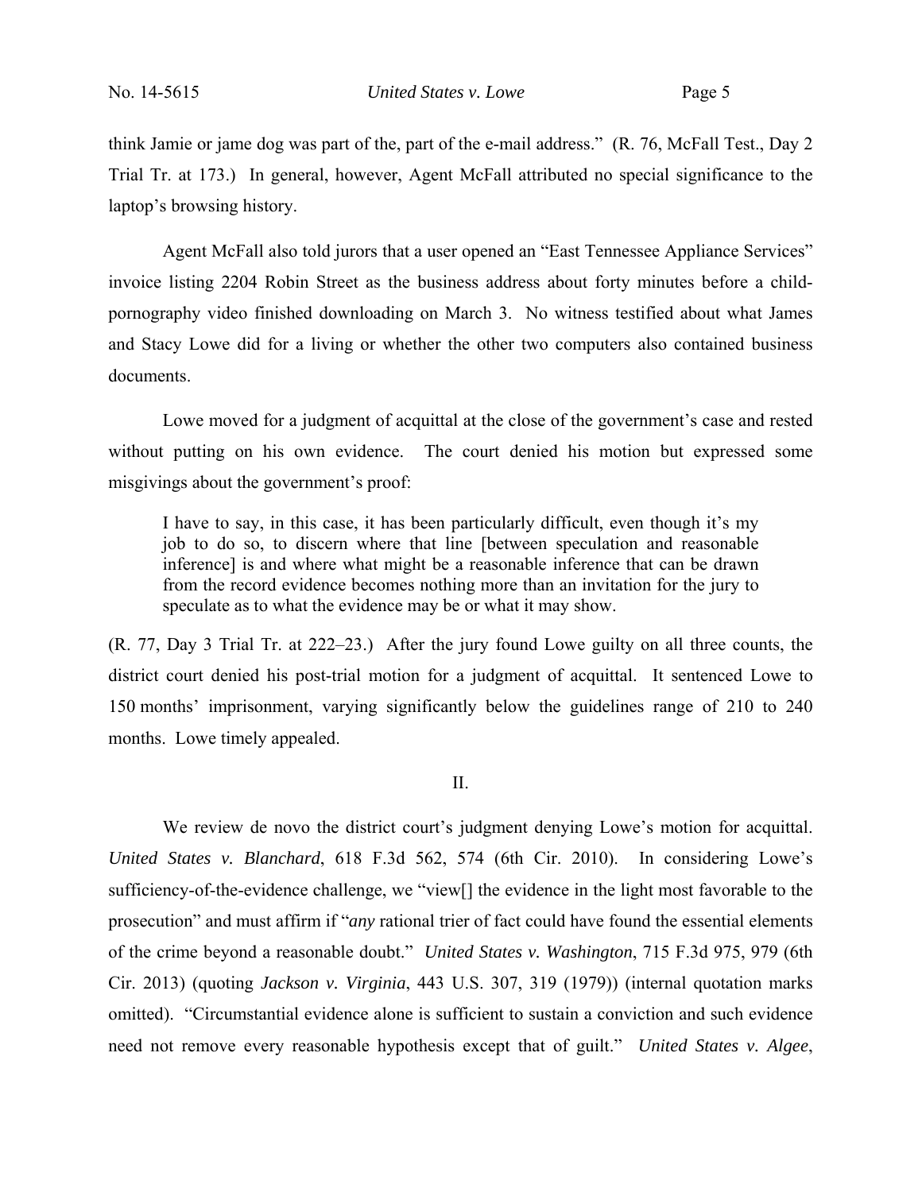think Jamie or jame dog was part of the, part of the e-mail address." (R. 76, McFall Test., Day 2 Trial Tr. at 173.) In general, however, Agent McFall attributed no special significance to the laptop's browsing history.

Agent McFall also told jurors that a user opened an "East Tennessee Appliance Services" invoice listing 2204 Robin Street as the business address about forty minutes before a child-pornography video finished downloading on March 3. No witness testified about what James and Stacy Lowe did for a living or whether the other two computers also contained business documents.

Lowe moved for a judgment of acquittal at the close of the government's case and rested without putting on his own evidence. The court denied his motion but expressed some misgivings about the government's proof:

> I have to say, in this case, it has been particularly difficult, even though it's my job to do so, to discern where that line [between speculation and reasonable inference] is and where what might be a reasonable inference that can be drawn from the record evidence becomes nothing more than an invitation for the jury to speculate as to what the evidence may be or what it may show.

(R. 77, Day 3 Trial Tr. at 222–23.) After the jury found Lowe guilty on all three counts, the district court denied his post-trial motion for a judgment of acquittal. It sentenced Lowe to 150 months' imprisonment, varying significantly below the guidelines range of 210 to 240 months. Lowe timely appealed.

## II.

We review de novo the district court's judgment denying Lowe's motion for acquittal. *United States v. Blanchard*, 618 F.3d 562, 574 (6th Cir. 2010). In considering Lowe's sufficiency-of-the-evidence challenge, we "view[] the evidence in the light most favorable to the prosecution" and must affirm if "*any* rational trier of fact could have found the essential elements of the crime beyond a reasonable doubt." *United States v. Washington*, 715 F.3d 975, 979 (6th Cir. 2013) (quoting *Jackson v. Virginia*, 443 U.S. 307, 319 (1979)) (internal quotation marks omitted). "Circumstantial evidence alone is sufficient to sustain a conviction and such evidence need not remove every reasonable hypothesis except that of guilt." *United States v. Algee*,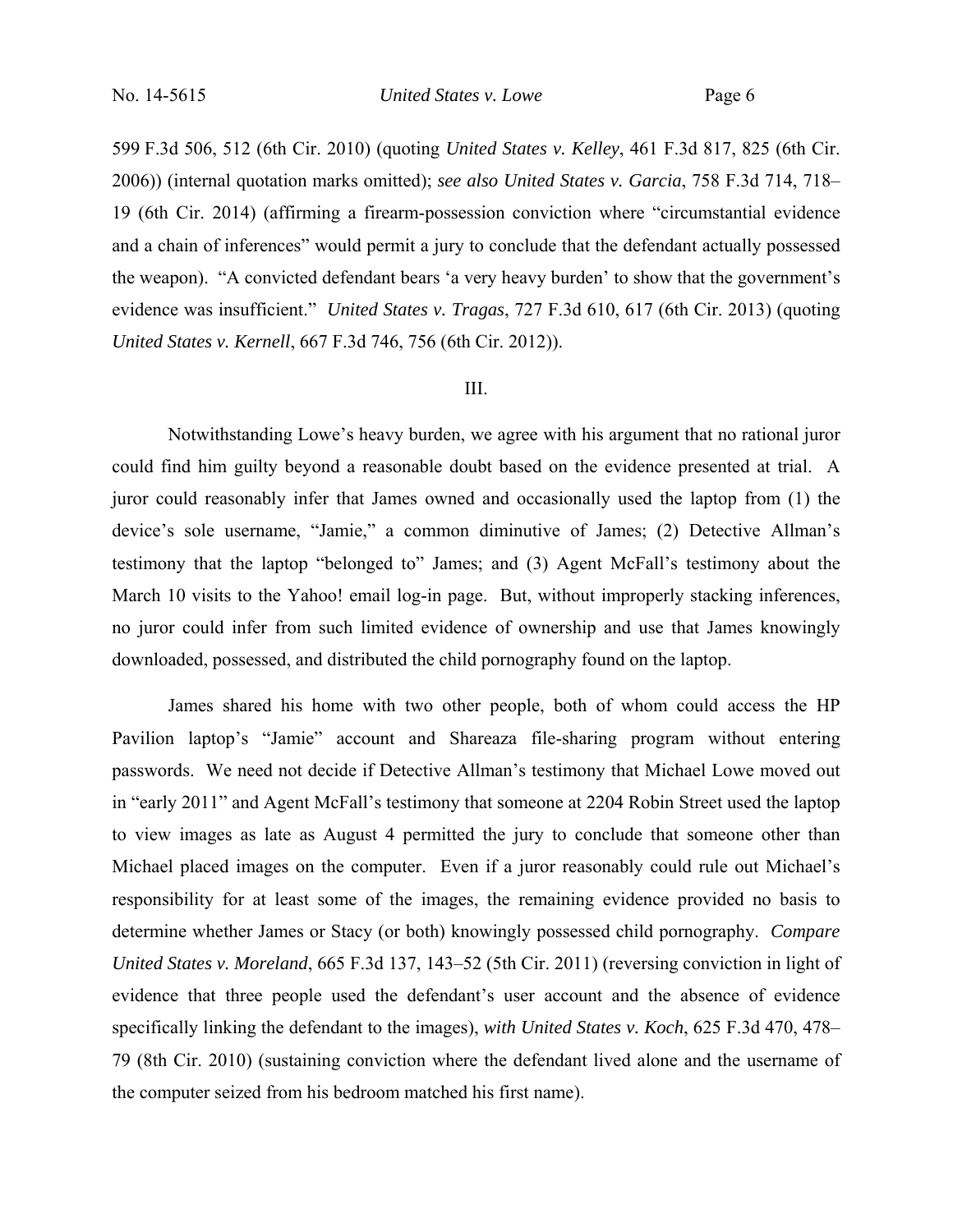599 F.3d 506, 512 (6th Cir. 2010) (quoting *United States v. Kelley*, 461 F.3d 817, 825 (6th Cir. 2006)) (internal quotation marks omitted); *see also United States v. Garcia*, 758 F.3d 714, 718–19 (6th Cir. 2014) (affirming a firearm-possession conviction where "circumstantial evidence and a chain of inferences" would permit a jury to conclude that the defendant actually possessed the weapon). "A convicted defendant bears 'a very heavy burden' to show that the government's evidence was insufficient." *United States v. Tragas*, 727 F.3d 610, 617 (6th Cir. 2013) (quoting *United States v. Kernell*, 667 F.3d 746, 756 (6th Cir. 2012)).

## III.

Notwithstanding Lowe's heavy burden, we agree with his argument that no rational juror could find him guilty beyond a reasonable doubt based on the evidence presented at trial. A juror could reasonably infer that James owned and occasionally used the laptop from (1) the device's sole username, "Jamie," a common diminutive of James; (2) Detective Allman's testimony that the laptop "belonged to" James; and (3) Agent McFall's testimony about the March 10 visits to the Yahoo! email log-in page. But, without improperly stacking inferences, no juror could infer from such limited evidence of ownership and use that James knowingly downloaded, possessed, and distributed the child pornography found on the laptop.

James shared his home with two other people, both of whom could access the HP Pavilion laptop's "Jamie" account and Shareaza file-sharing program without entering passwords. We need not decide if Detective Allman's testimony that Michael Lowe moved out in "early 2011" and Agent McFall's testimony that someone at 2204 Robin Street used the laptop to view images as late as August 4 permitted the jury to conclude that someone other than Michael placed images on the computer. Even if a juror reasonably could rule out Michael's responsibility for at least some of the images, the remaining evidence provided no basis to determine whether James or Stacy (or both) knowingly possessed child pornography. *Compare United States v. Moreland*, 665 F.3d 137, 143–52 (5th Cir. 2011) (reversing conviction in light of evidence that three people used the defendant's user account and the absence of evidence specifically linking the defendant to the images), *with United States v. Koch*, 625 F.3d 470, 478–79 (8th Cir. 2010) (sustaining conviction where the defendant lived alone and the username of the computer seized from his bedroom matched his first name).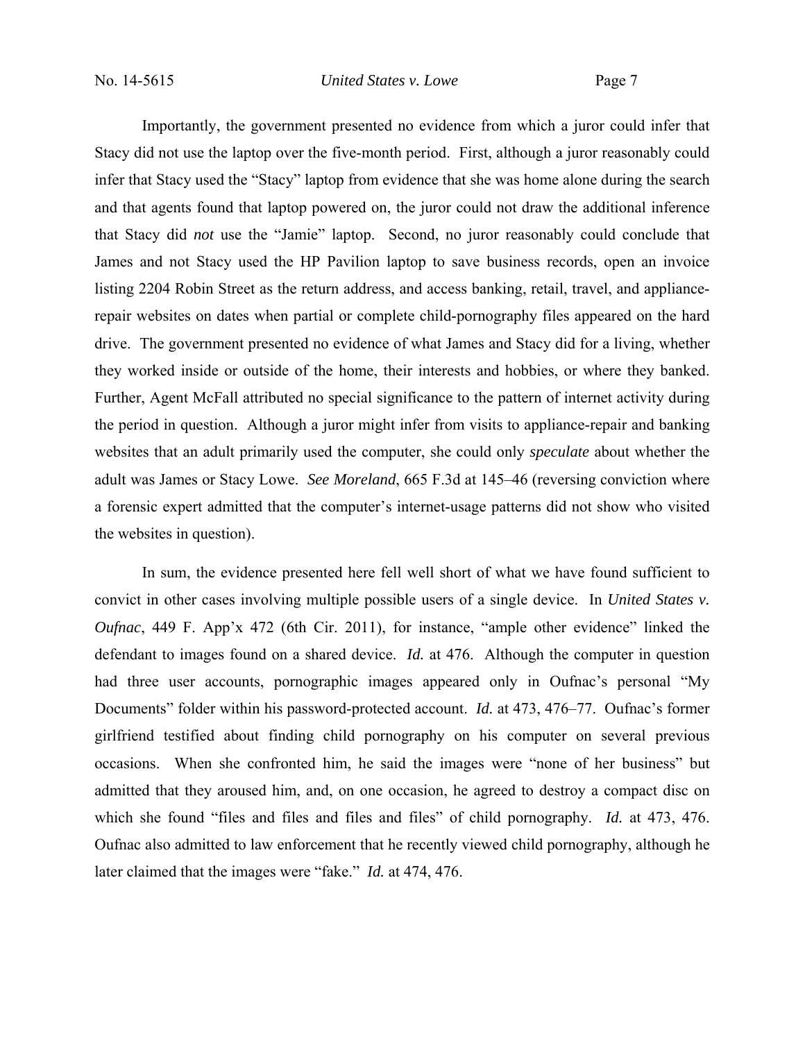Importantly, the government presented no evidence from which a juror could infer that Stacy did not use the laptop over the five-month period. First, although a juror reasonably could infer that Stacy used the "Stacy" laptop from evidence that she was home alone during the search and that agents found that laptop powered on, the juror could not draw the additional inference that Stacy did *not* use the "Jamie" laptop. Second, no juror reasonably could conclude that James and not Stacy used the HP Pavilion laptop to save business records, open an invoice listing 2204 Robin Street as the return address, and access banking, retail, travel, and appliance-repair websites on dates when partial or complete child-pornography files appeared on the hard drive. The government presented no evidence of what James and Stacy did for a living, whether they worked inside or outside of the home, their interests and hobbies, or where they banked. Further, Agent McFall attributed no special significance to the pattern of internet activity during the period in question. Although a juror might infer from visits to appliance-repair and banking websites that an adult primarily used the computer, she could only *speculate* about whether the adult was James or Stacy Lowe. *See Moreland*, 665 F.3d at 145–46 (reversing conviction where a forensic expert admitted that the computer's internet-usage patterns did not show who visited the websites in question).

In sum, the evidence presented here fell well short of what we have found sufficient to convict in other cases involving multiple possible users of a single device. In *United States v. Oufnac*, 449 F. App'x 472 (6th Cir. 2011), for instance, "ample other evidence" linked the defendant to images found on a shared device. *Id.* at 476. Although the computer in question had three user accounts, pornographic images appeared only in Oufnac's personal "My Documents" folder within his password-protected account. *Id.* at 473, 476–77. Oufnac's former girlfriend testified about finding child pornography on his computer on several previous occasions. When she confronted him, he said the images were "none of her business" but admitted that they aroused him, and, on one occasion, he agreed to destroy a compact disc on which she found "files and files and files and files" of child pornography. *Id.* at 473, 476. Oufnac also admitted to law enforcement that he recently viewed child pornography, although he later claimed that the images were "fake." *Id.* at 474, 476.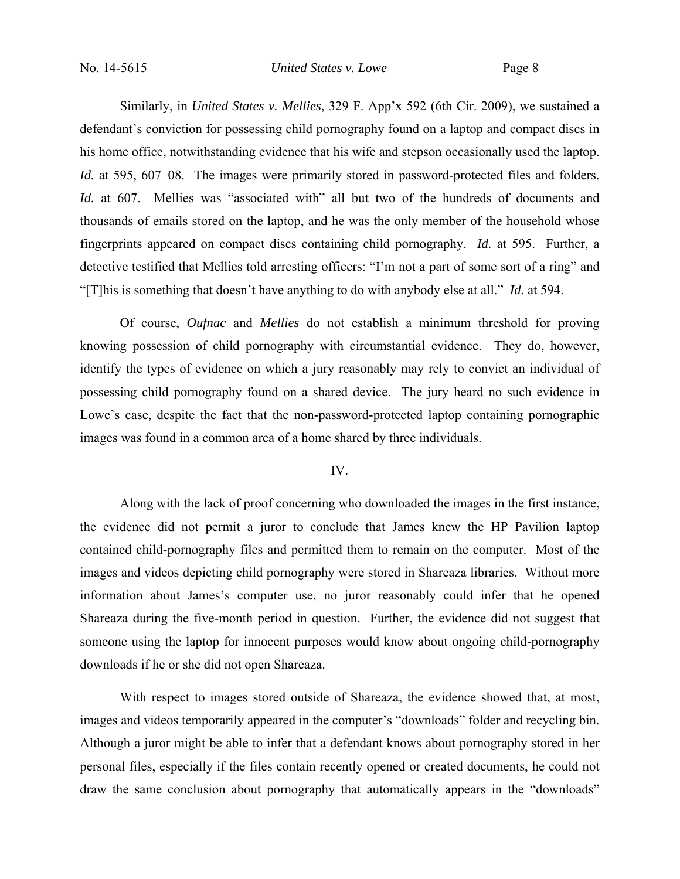Similarly, in *United States v. Mellies*, 329 F. App'x 592 (6th Cir. 2009), we sustained a defendant's conviction for possessing child pornography found on a laptop and compact discs in his home office, notwithstanding evidence that his wife and stepson occasionally used the laptop. *Id.* at 595, 607–08. The images were primarily stored in password-protected files and folders. *Id.* at 607. Mellies was "associated with" all but two of the hundreds of documents and thousands of emails stored on the laptop, and he was the only member of the household whose fingerprints appeared on compact discs containing child pornography. *Id.* at 595. Further, a detective testified that Mellies told arresting officers: "I'm not a part of some sort of a ring" and "[T]his is something that doesn't have anything to do with anybody else at all." *Id.* at 594.

Of course, *Oufnac* and *Mellies* do not establish a minimum threshold for proving knowing possession of child pornography with circumstantial evidence. They do, however, identify the types of evidence on which a jury reasonably may rely to convict an individual of possessing child pornography found on a shared device. The jury heard no such evidence in Lowe's case, despite the fact that the non-password-protected laptop containing pornographic images was found in a common area of a home shared by three individuals.

## IV.

Along with the lack of proof concerning who downloaded the images in the first instance, the evidence did not permit a juror to conclude that James knew the HP Pavilion laptop contained child-pornography files and permitted them to remain on the computer. Most of the images and videos depicting child pornography were stored in Shareaza libraries. Without more information about James's computer use, no juror reasonably could infer that he opened Shareaza during the five-month period in question. Further, the evidence did not suggest that someone using the laptop for innocent purposes would know about ongoing child-pornography downloads if he or she did not open Shareaza.

With respect to images stored outside of Shareaza, the evidence showed that, at most, images and videos temporarily appeared in the computer's "downloads" folder and recycling bin. Although a juror might be able to infer that a defendant knows about pornography stored in her personal files, especially if the files contain recently opened or created documents, he could not draw the same conclusion about pornography that automatically appears in the "downloads"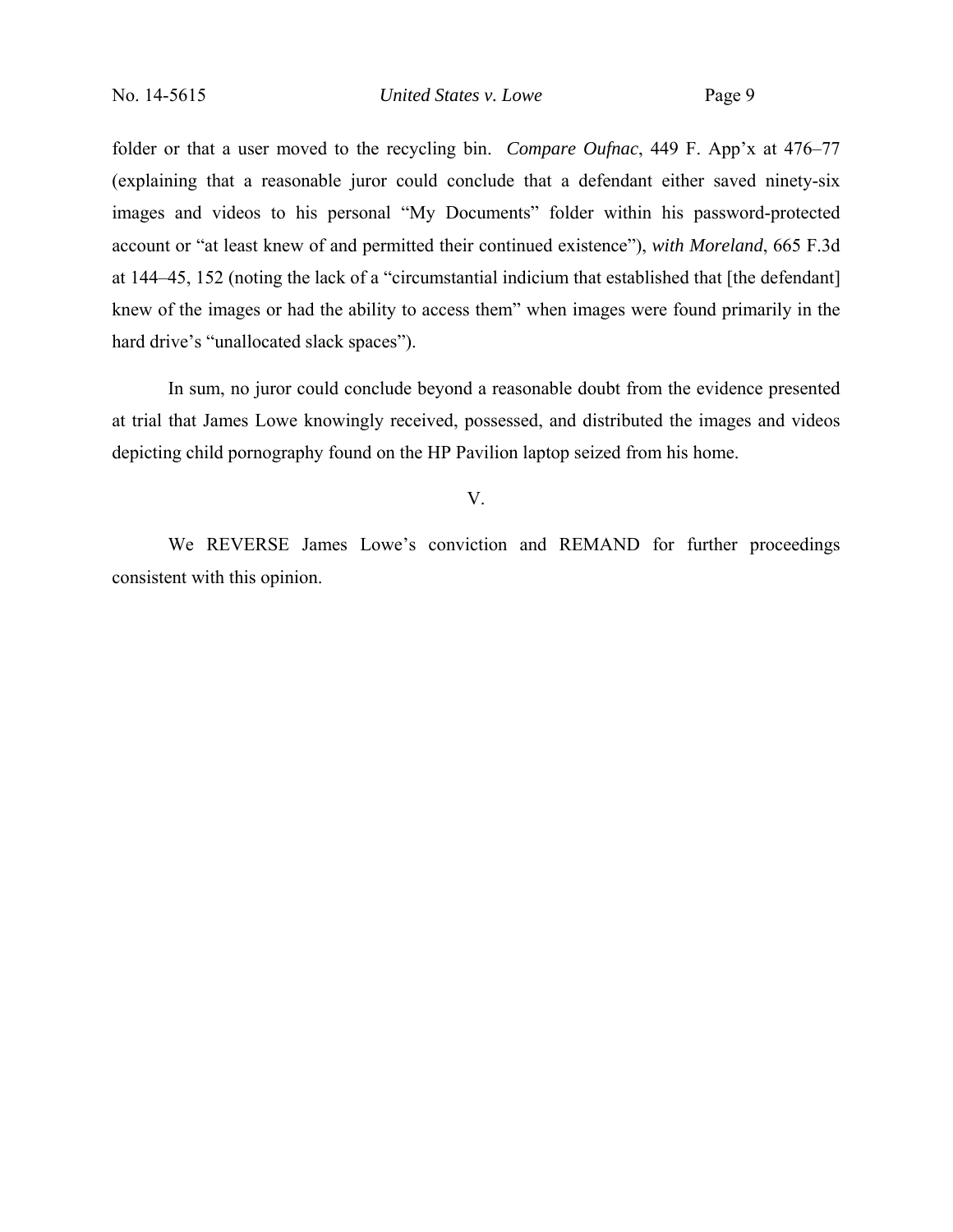folder or that a user moved to the recycling bin. *Compare Oufnac*, 449 F. App'x at 476–77 (explaining that a reasonable juror could conclude that a defendant either saved ninety-six images and videos to his personal "My Documents" folder within his password-protected account or "at least knew of and permitted their continued existence"), *with Moreland*, 665 F.3d at 144–45, 152 (noting the lack of a "circumstantial indicium that established that [the defendant] knew of the images or had the ability to access them" when images were found primarily in the hard drive's "unallocated slack spaces").

In sum, no juror could conclude beyond a reasonable doubt from the evidence presented at trial that James Lowe knowingly received, possessed, and distributed the images and videos depicting child pornography found on the HP Pavilion laptop seized from his home.

## V.

We REVERSE James Lowe's conviction and REMAND for further proceedings consistent with this opinion.